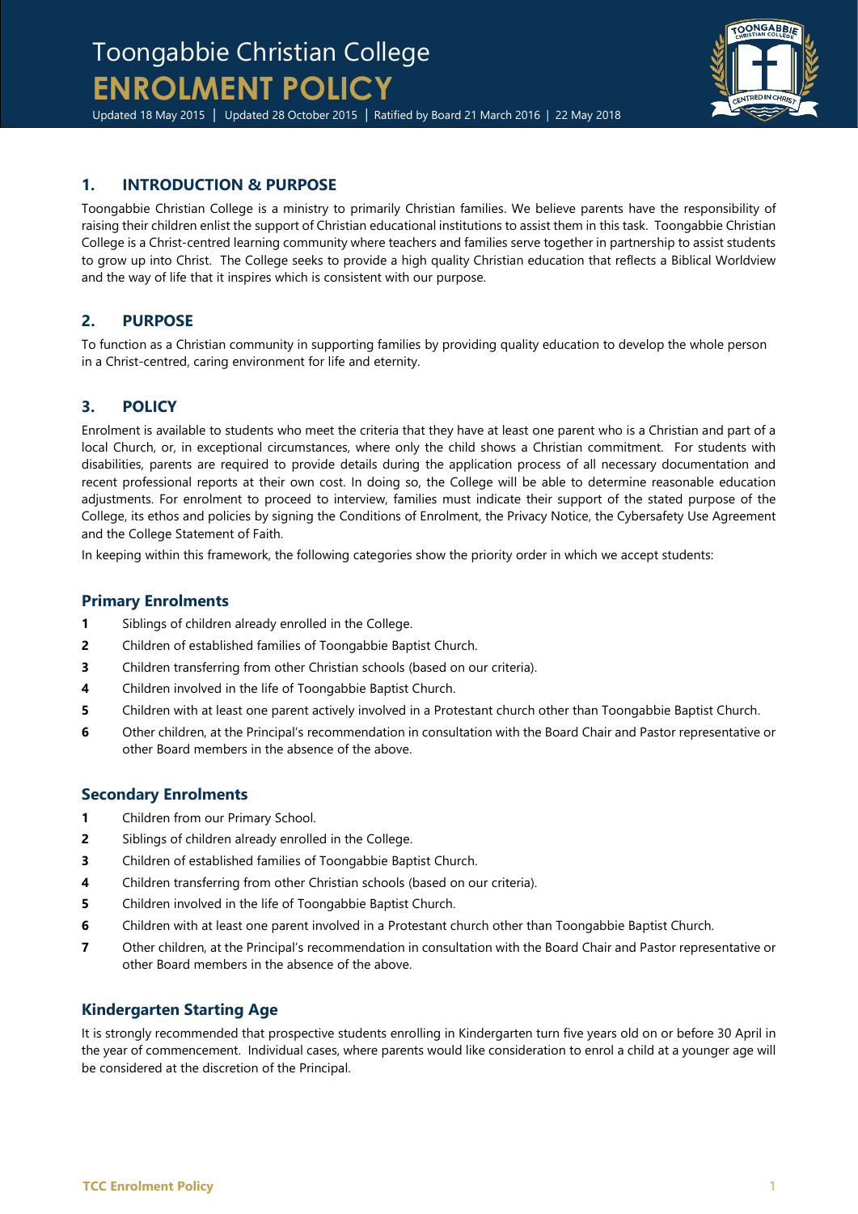# Toongabbie Christian College
# ENROLMENT POLICY

Updated 18 May 2015 | Updated 28 October 2015 | Ratified by Board 21 March 2016 | 22 May 2018

## 1. INTRODUCTION & PURPOSE

Toongabbie Christian College is a ministry to primarily Christian families. We believe parents have the responsibility of raising their children enlist the support of Christian educational institutions to assist them in this task. Toongabbie Christian College is a Christ-centred learning community where teachers and families serve together in partnership to assist students to grow up into Christ. The College seeks to provide a high quality Christian education that reflects a Biblical Worldview and the way of life that it inspires which is consistent with our purpose.

## 2. PURPOSE

To function as a Christian community in supporting families by providing quality education to develop the whole person in a Christ-centred, caring environment for life and eternity.

## 3. POLICY

Enrolment is available to students who meet the criteria that they have at least one parent who is a Christian and part of a local Church, or, in exceptional circumstances, where only the child shows a Christian commitment. For students with disabilities, parents are required to provide details during the application process of all necessary documentation and recent professional reports at their own cost. In doing so, the College will be able to determine reasonable education adjustments. For enrolment to proceed to interview, families must indicate their support of the stated purpose of the College, its ethos and policies by signing the Conditions of Enrolment, the Privacy Notice, the Cybersafety Use Agreement and the College Statement of Faith.

In keeping within this framework, the following categories show the priority order in which we accept students:

### Primary Enrolments

1. Siblings of children already enrolled in the College.
2. Children of established families of Toongabbie Baptist Church.
3. Children transferring from other Christian schools (based on our criteria).
4. Children involved in the life of Toongabbie Baptist Church.
5. Children with at least one parent actively involved in a Protestant church other than Toongabbie Baptist Church.
6. Other children, at the Principal's recommendation in consultation with the Board Chair and Pastor representative or other Board members in the absence of the above.

### Secondary Enrolments

1. Children from our Primary School.
2. Siblings of children already enrolled in the College.
3. Children of established families of Toongabbie Baptist Church.
4. Children transferring from other Christian schools (based on our criteria).
5. Children involved in the life of Toongabbie Baptist Church.
6. Children with at least one parent involved in a Protestant church other than Toongabbie Baptist Church.
7. Other children, at the Principal's recommendation in consultation with the Board Chair and Pastor representative or other Board members in the absence of the above.

### Kindergarten Starting Age

It is strongly recommended that prospective students enrolling in Kindergarten turn five years old on or before 30 April in the year of commencement. Individual cases, where parents would like consideration to enrol a child at a younger age will be considered at the discretion of the Principal.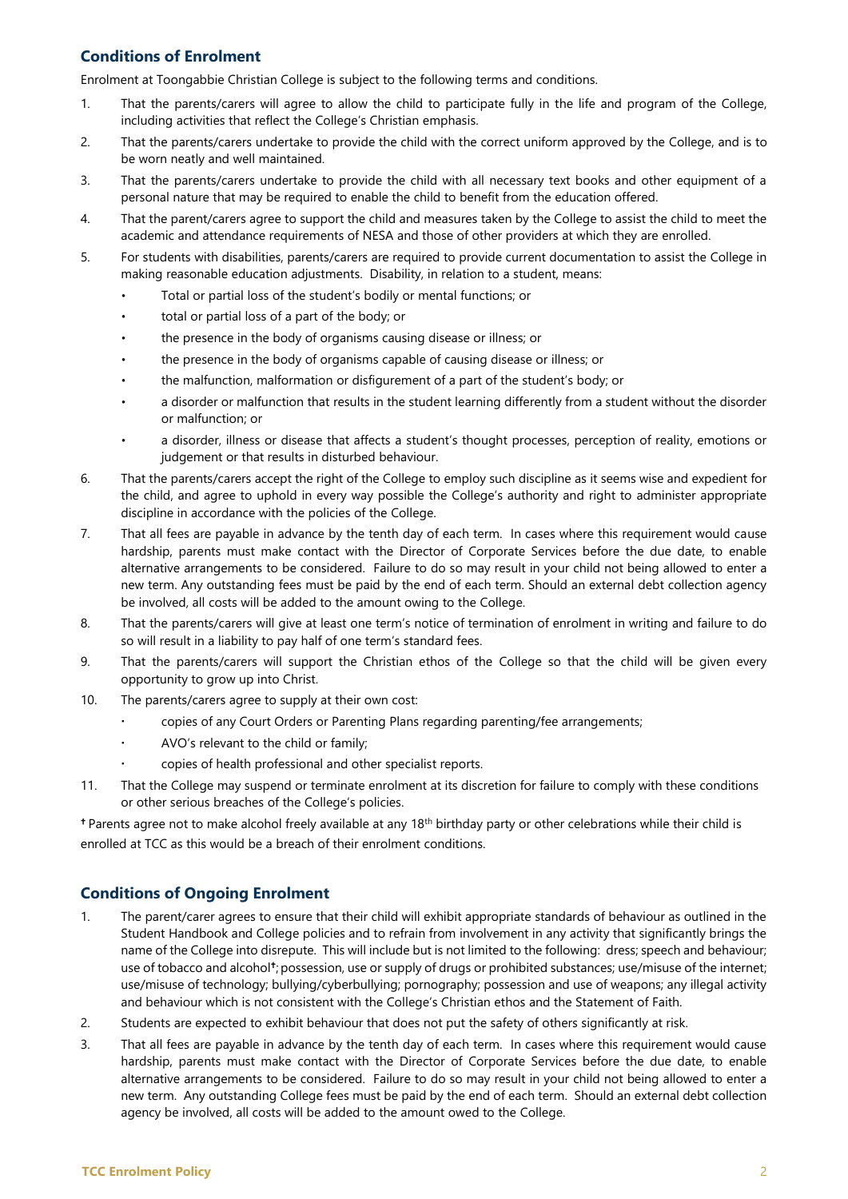## Conditions of Enrolment

Enrolment at Toongabbie Christian College is subject to the following terms and conditions.

1. That the parents/carers will agree to allow the child to participate fully in the life and program of the College, including activities that reflect the College's Christian emphasis.
2. That the parents/carers undertake to provide the child with the correct uniform approved by the College, and is to be worn neatly and well maintained.
3. That the parents/carers undertake to provide the child with all necessary text books and other equipment of a personal nature that may be required to enable the child to benefit from the education offered.
4. That the parent/carers agree to support the child and measures taken by the College to assist the child to meet the academic and attendance requirements of NESA and those of other providers at which they are enrolled.
5. For students with disabilities, parents/carers are required to provide current documentation to assist the College in making reasonable education adjustments. Disability, in relation to a student, means:
   - Total or partial loss of the student's bodily or mental functions; or
   - total or partial loss of a part of the body; or
   - the presence in the body of organisms causing disease or illness; or
   - the presence in the body of organisms capable of causing disease or illness; or
   - the malfunction, malformation or disfigurement of a part of the student's body; or
   - a disorder or malfunction that results in the student learning differently from a student without the disorder or malfunction; or
   - a disorder, illness or disease that affects a student's thought processes, perception of reality, emotions or judgement or that results in disturbed behaviour.
6. That the parents/carers accept the right of the College to employ such discipline as it seems wise and expedient for the child, and agree to uphold in every way possible the College's authority and right to administer appropriate discipline in accordance with the policies of the College.
7. That all fees are payable in advance by the tenth day of each term. In cases where this requirement would cause hardship, parents must make contact with the Director of Corporate Services before the due date, to enable alternative arrangements to be considered. Failure to do so may result in your child not being allowed to enter a new term. Any outstanding fees must be paid by the end of each term. Should an external debt collection agency be involved, all costs will be added to the amount owing to the College.
8. That the parents/carers will give at least one term's notice of termination of enrolment in writing and failure to do so will result in a liability to pay half of one term's standard fees.
9. That the parents/carers will support the Christian ethos of the College so that the child will be given every opportunity to grow up into Christ.
10. The parents/carers agree to supply at their own cost:
    - copies of any Court Orders or Parenting Plans regarding parenting/fee arrangements;
    - AVO's relevant to the child or family;
    - copies of health professional and other specialist reports.
11. That the College may suspend or terminate enrolment at its discretion for failure to comply with these conditions or other serious breaches of the College's policies.

† Parents agree not to make alcohol freely available at any 18th birthday party or other celebrations while their child is enrolled at TCC as this would be a breach of their enrolment conditions.

## Conditions of Ongoing Enrolment

1. The parent/carer agrees to ensure that their child will exhibit appropriate standards of behaviour as outlined in the Student Handbook and College policies and to refrain from involvement in any activity that significantly brings the name of the College into disrepute. This will include but is not limited to the following: dress; speech and behaviour; use of tobacco and alcohol†; possession, use or supply of drugs or prohibited substances; use/misuse of the internet; use/misuse of technology; bullying/cyberbullying; pornography; possession and use of weapons; any illegal activity and behaviour which is not consistent with the College's Christian ethos and the Statement of Faith.
2. Students are expected to exhibit behaviour that does not put the safety of others significantly at risk.
3. That all fees are payable in advance by the tenth day of each term. In cases where this requirement would cause hardship, parents must make contact with the Director of Corporate Services before the due date, to enable alternative arrangements to be considered. Failure to do so may result in your child not being allowed to enter a new term. Any outstanding College fees must be paid by the end of each term. Should an external debt collection agency be involved, all costs will be added to the amount owed to the College.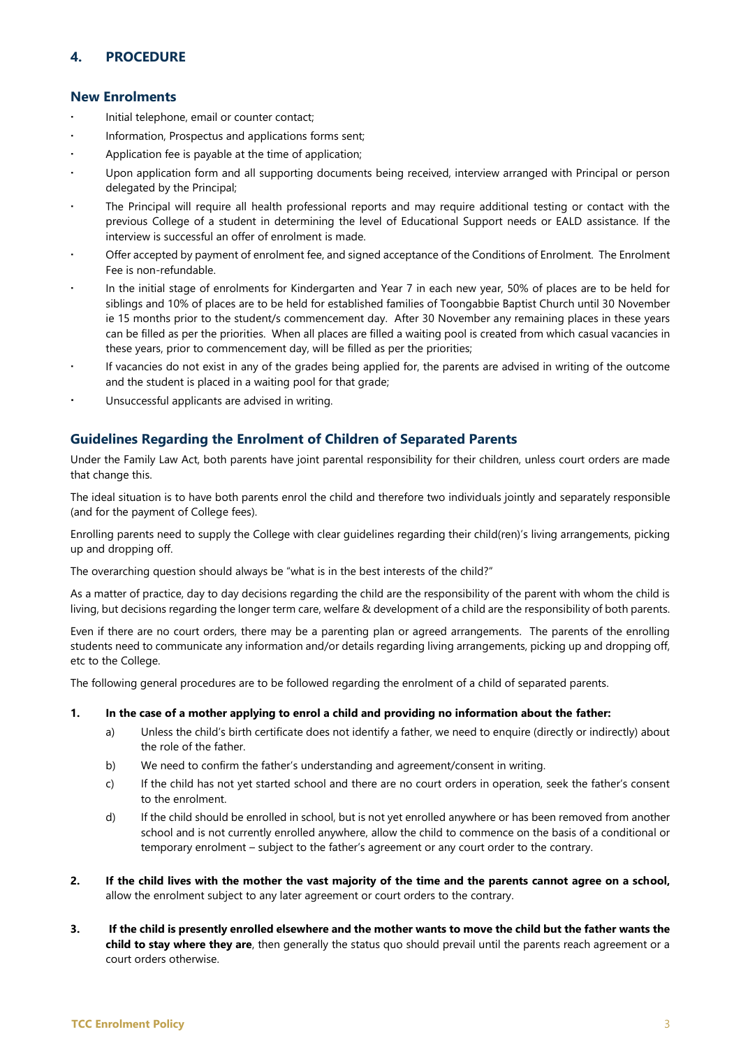## 4. PROCEDURE

### New Enrolments

- Initial telephone, email or counter contact;
- Information, Prospectus and applications forms sent;
- Application fee is payable at the time of application;
- Upon application form and all supporting documents being received, interview arranged with Principal or person delegated by the Principal;
- The Principal will require all health professional reports and may require additional testing or contact with the previous College of a student in determining the level of Educational Support needs or EALD assistance. If the interview is successful an offer of enrolment is made.
- Offer accepted by payment of enrolment fee, and signed acceptance of the Conditions of Enrolment. The Enrolment Fee is non-refundable.
- In the initial stage of enrolments for Kindergarten and Year 7 in each new year, 50% of places are to be held for siblings and 10% of places are to be held for established families of Toongabbie Baptist Church until 30 November ie 15 months prior to the student/s commencement day. After 30 November any remaining places in these years can be filled as per the priorities. When all places are filled a waiting pool is created from which casual vacancies in these years, prior to commencement day, will be filled as per the priorities;
- If vacancies do not exist in any of the grades being applied for, the parents are advised in writing of the outcome and the student is placed in a waiting pool for that grade;
- Unsuccessful applicants are advised in writing.

### Guidelines Regarding the Enrolment of Children of Separated Parents

Under the Family Law Act, both parents have joint parental responsibility for their children, unless court orders are made that change this.

The ideal situation is to have both parents enrol the child and therefore two individuals jointly and separately responsible (and for the payment of College fees).

Enrolling parents need to supply the College with clear guidelines regarding their child(ren)'s living arrangements, picking up and dropping off.

The overarching question should always be "what is in the best interests of the child?"

As a matter of practice, day to day decisions regarding the child are the responsibility of the parent with whom the child is living, but decisions regarding the longer term care, welfare & development of a child are the responsibility of both parents.

Even if there are no court orders, there may be a parenting plan or agreed arrangements. The parents of the enrolling students need to communicate any information and/or details regarding living arrangements, picking up and dropping off, etc to the College.

The following general procedures are to be followed regarding the enrolment of a child of separated parents.

1. **In the case of a mother applying to enrol a child and providing no information about the father:**
   a) Unless the child's birth certificate does not identify a father, we need to enquire (directly or indirectly) about the role of the father.
   b) We need to confirm the father's understanding and agreement/consent in writing.
   c) If the child has not yet started school and there are no court orders in operation, seek the father's consent to the enrolment.
   d) If the child should be enrolled in school, but is not yet enrolled anywhere or has been removed from another school and is not currently enrolled anywhere, allow the child to commence on the basis of a conditional or temporary enrolment – subject to the father's agreement or any court order to the contrary.

2. **If the child lives with the mother the vast majority of the time and the parents cannot agree on a school,** allow the enrolment subject to any later agreement or court orders to the contrary.

3. **If the child is presently enrolled elsewhere and the mother wants to move the child but the father wants the child to stay where they are**, then generally the status quo should prevail until the parents reach agreement or a court orders otherwise.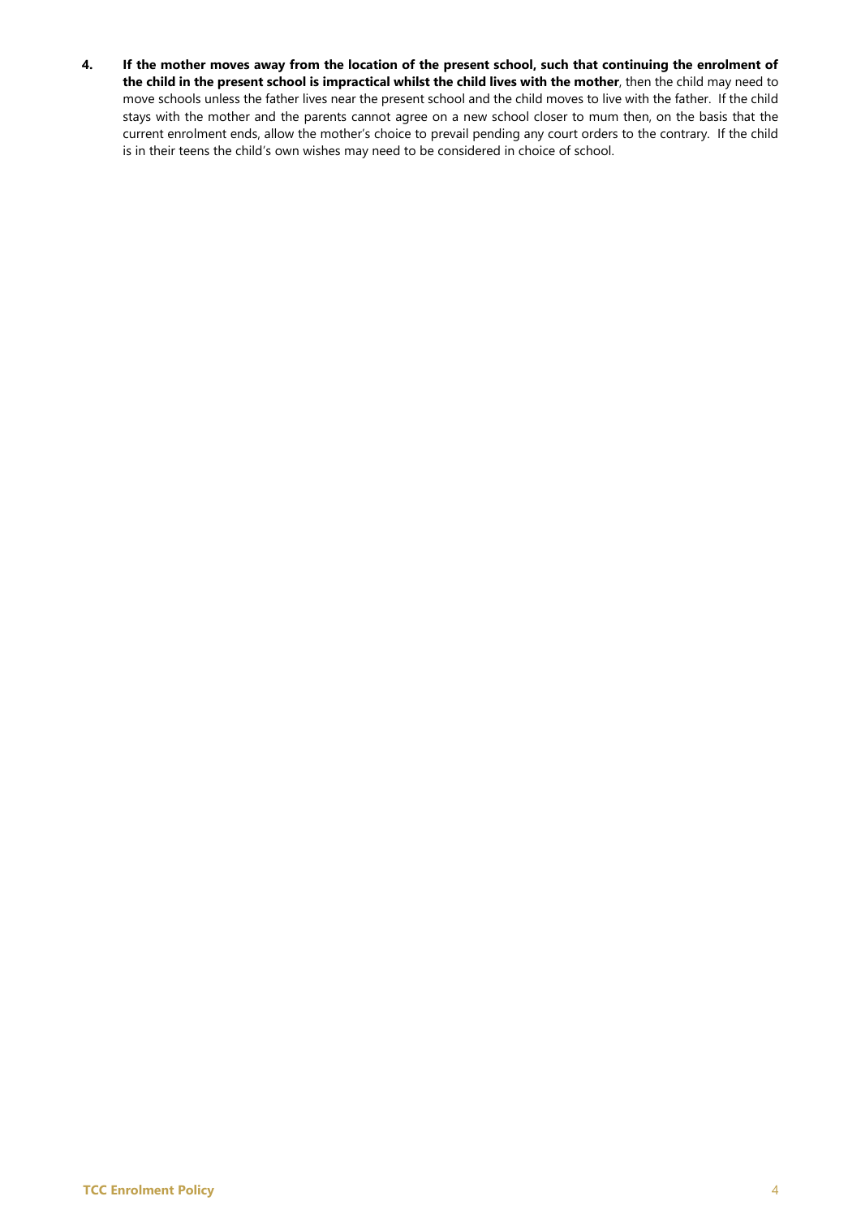4. **If the mother moves away from the location of the present school, such that continuing the enrolment of the child in the present school is impractical whilst the child lives with the mother**, then the child may need to move schools unless the father lives near the present school and the child moves to live with the father. If the child stays with the mother and the parents cannot agree on a new school closer to mum then, on the basis that the current enrolment ends, allow the mother's choice to prevail pending any court orders to the contrary. If the child is in their teens the child's own wishes may need to be considered in choice of school.